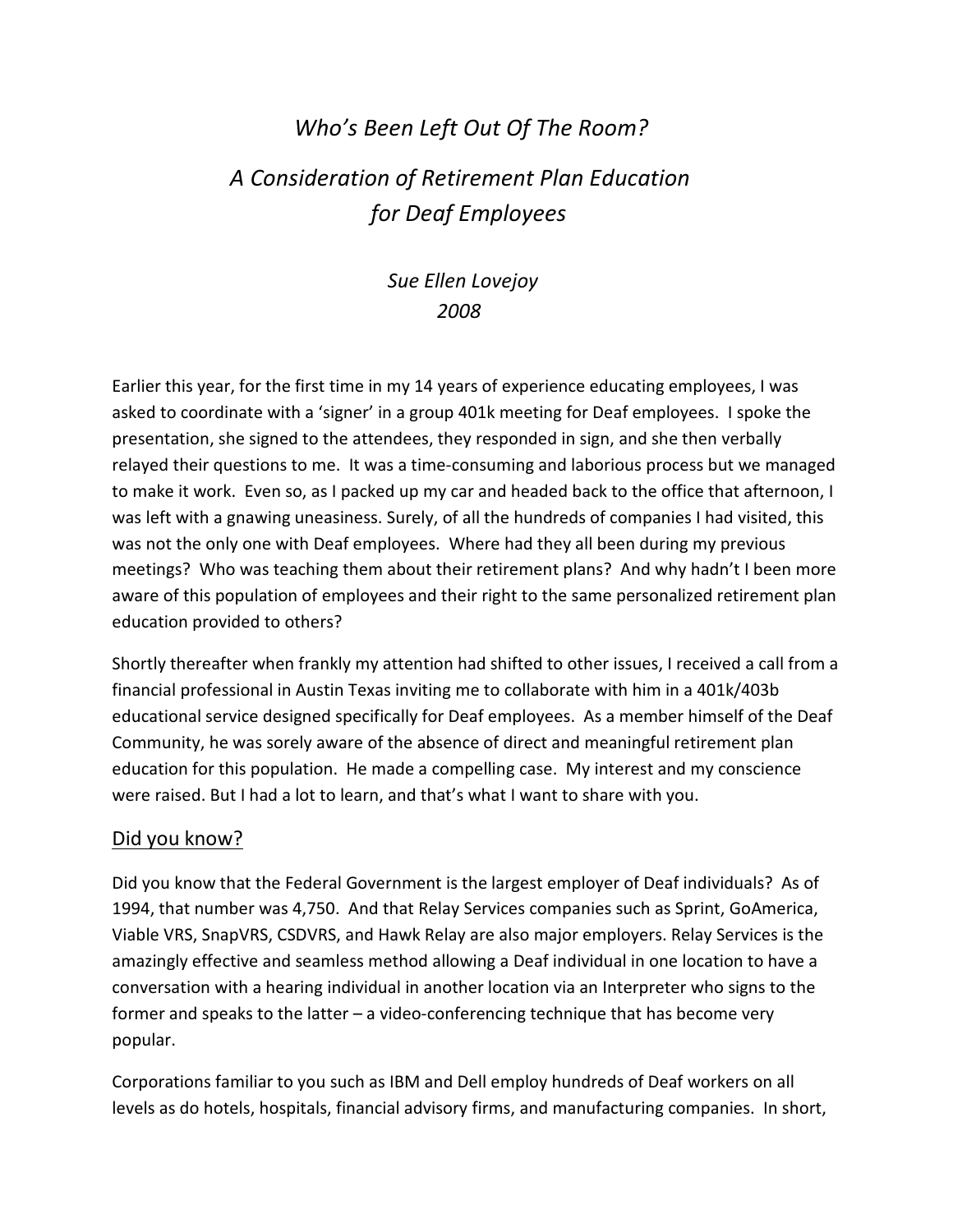# *Who's Been Left Out Of The Room?*

# *A Consideration of Retirement Plan Education for Deaf Employees*

*Sue Ellen Lovejoy*
*2008*

Earlier this year, for the first time in my 14 years of experience educating employees, I was asked to coordinate with a 'signer' in a group 401k meeting for Deaf employees. I spoke the presentation, she signed to the attendees, they responded in sign, and she then verbally relayed their questions to me. It was a time-consuming and laborious process but we managed to make it work. Even so, as I packed up my car and headed back to the office that afternoon, I was left with a gnawing uneasiness. Surely, of all the hundreds of companies I had visited, this was not the only one with Deaf employees. Where had they all been during my previous meetings? Who was teaching them about their retirement plans? And why hadn't I been more aware of this population of employees and their right to the same personalized retirement plan education provided to others?

Shortly thereafter when frankly my attention had shifted to other issues, I received a call from a financial professional in Austin Texas inviting me to collaborate with him in a 401k/403b educational service designed specifically for Deaf employees. As a member himself of the Deaf Community, he was sorely aware of the absence of direct and meaningful retirement plan education for this population. He made a compelling case. My interest and my conscience were raised. But I had a lot to learn, and that's what I want to share with you.

## Did you know?

Did you know that the Federal Government is the largest employer of Deaf individuals? As of 1994, that number was 4,750. And that Relay Services companies such as Sprint, GoAmerica, Viable VRS, SnapVRS, CSDVRS, and Hawk Relay are also major employers. Relay Services is the amazingly effective and seamless method allowing a Deaf individual in one location to have a conversation with a hearing individual in another location via an Interpreter who signs to the former and speaks to the latter – a video-conferencing technique that has become very popular.

Corporations familiar to you such as IBM and Dell employ hundreds of Deaf workers on all levels as do hotels, hospitals, financial advisory firms, and manufacturing companies. In short,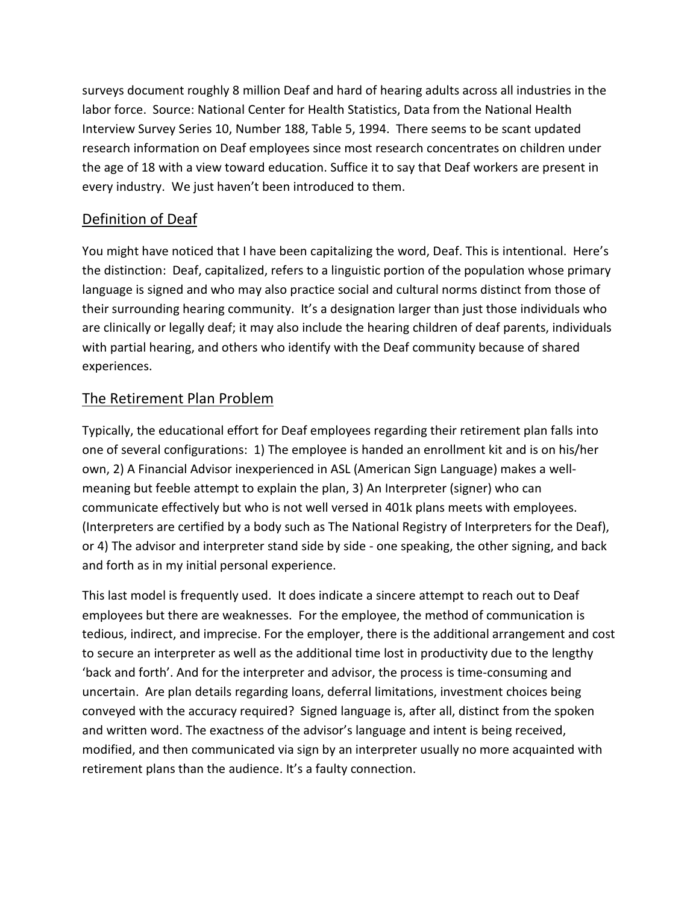surveys document roughly 8 million Deaf and hard of hearing adults across all industries in the labor force. Source: National Center for Health Statistics, Data from the National Health Interview Survey Series 10, Number 188, Table 5, 1994. There seems to be scant updated research information on Deaf employees since most research concentrates on children under the age of 18 with a view toward education. Suffice it to say that Deaf workers are present in every industry. We just haven't been introduced to them.

## Definition of Deaf

You might have noticed that I have been capitalizing the word, Deaf. This is intentional. Here's the distinction: Deaf, capitalized, refers to a linguistic portion of the population whose primary language is signed and who may also practice social and cultural norms distinct from those of their surrounding hearing community. It's a designation larger than just those individuals who are clinically or legally deaf; it may also include the hearing children of deaf parents, individuals with partial hearing, and others who identify with the Deaf community because of shared experiences.

## The Retirement Plan Problem

Typically, the educational effort for Deaf employees regarding their retirement plan falls into one of several configurations: 1) The employee is handed an enrollment kit and is on his/her own, 2) A Financial Advisor inexperienced in ASL (American Sign Language) makes a well-meaning but feeble attempt to explain the plan, 3) An Interpreter (signer) who can communicate effectively but who is not well versed in 401k plans meets with employees. (Interpreters are certified by a body such as The National Registry of Interpreters for the Deaf), or 4) The advisor and interpreter stand side by side - one speaking, the other signing, and back and forth as in my initial personal experience.

This last model is frequently used. It does indicate a sincere attempt to reach out to Deaf employees but there are weaknesses. For the employee, the method of communication is tedious, indirect, and imprecise. For the employer, there is the additional arrangement and cost to secure an interpreter as well as the additional time lost in productivity due to the lengthy 'back and forth'. And for the interpreter and advisor, the process is time-consuming and uncertain. Are plan details regarding loans, deferral limitations, investment choices being conveyed with the accuracy required? Signed language is, after all, distinct from the spoken and written word. The exactness of the advisor's language and intent is being received, modified, and then communicated via sign by an interpreter usually no more acquainted with retirement plans than the audience. It's a faulty connection.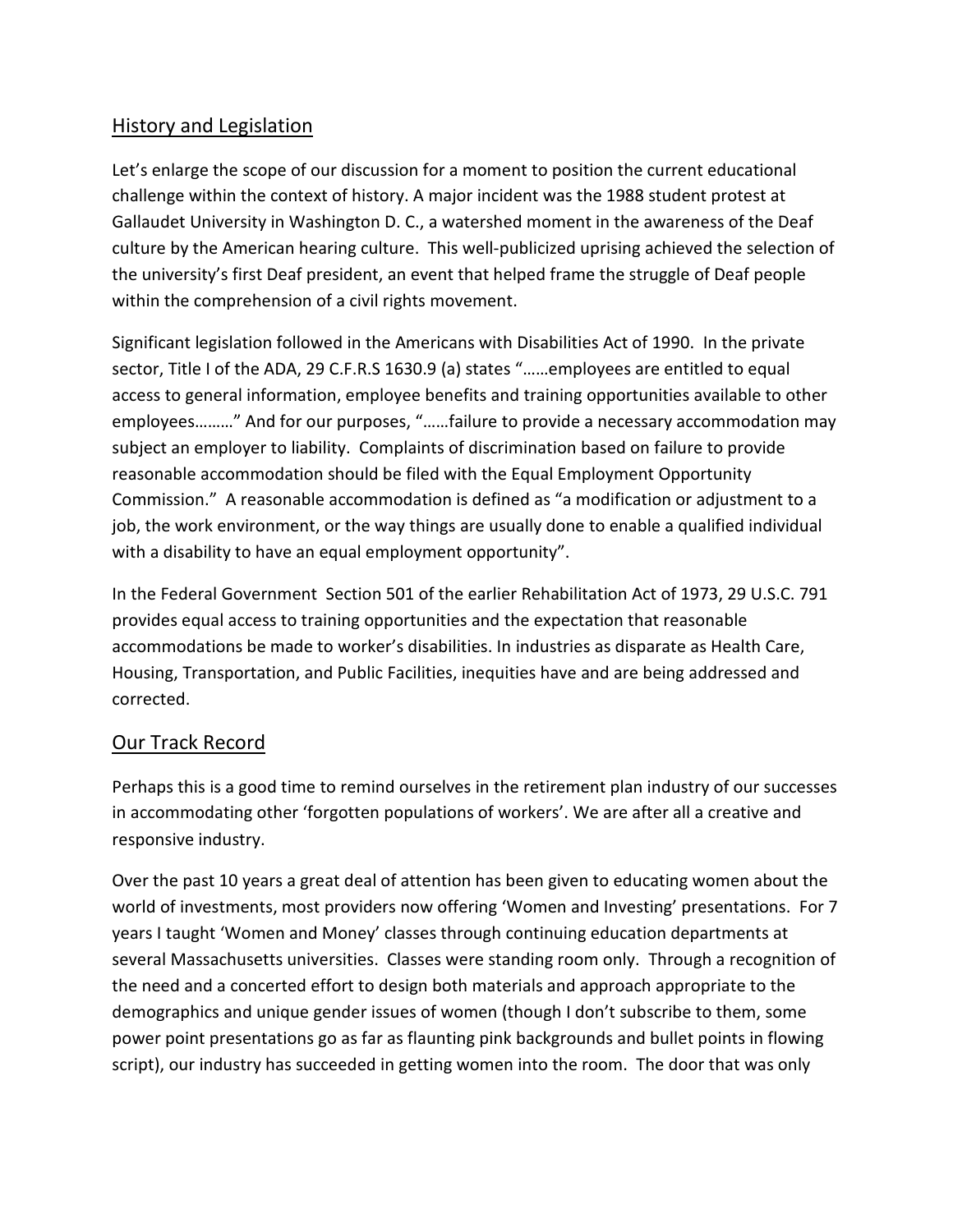## History and Legislation

Let's enlarge the scope of our discussion for a moment to position the current educational challenge within the context of history. A major incident was the 1988 student protest at Gallaudet University in Washington D. C., a watershed moment in the awareness of the Deaf culture by the American hearing culture. This well-publicized uprising achieved the selection of the university's first Deaf president, an event that helped frame the struggle of Deaf people within the comprehension of a civil rights movement.

Significant legislation followed in the Americans with Disabilities Act of 1990. In the private sector, Title I of the ADA, 29 C.F.R.S 1630.9 (a) states "……employees are entitled to equal access to general information, employee benefits and training opportunities available to other employees………" And for our purposes, "……failure to provide a necessary accommodation may subject an employer to liability. Complaints of discrimination based on failure to provide reasonable accommodation should be filed with the Equal Employment Opportunity Commission." A reasonable accommodation is defined as "a modification or adjustment to a job, the work environment, or the way things are usually done to enable a qualified individual with a disability to have an equal employment opportunity".

In the Federal Government Section 501 of the earlier Rehabilitation Act of 1973, 29 U.S.C. 791 provides equal access to training opportunities and the expectation that reasonable accommodations be made to worker's disabilities. In industries as disparate as Health Care, Housing, Transportation, and Public Facilities, inequities have and are being addressed and corrected.

## Our Track Record

Perhaps this is a good time to remind ourselves in the retirement plan industry of our successes in accommodating other 'forgotten populations of workers'. We are after all a creative and responsive industry.

Over the past 10 years a great deal of attention has been given to educating women about the world of investments, most providers now offering 'Women and Investing' presentations. For 7 years I taught 'Women and Money' classes through continuing education departments at several Massachusetts universities. Classes were standing room only. Through a recognition of the need and a concerted effort to design both materials and approach appropriate to the demographics and unique gender issues of women (though I don't subscribe to them, some power point presentations go as far as flaunting pink backgrounds and bullet points in flowing script), our industry has succeeded in getting women into the room. The door that was only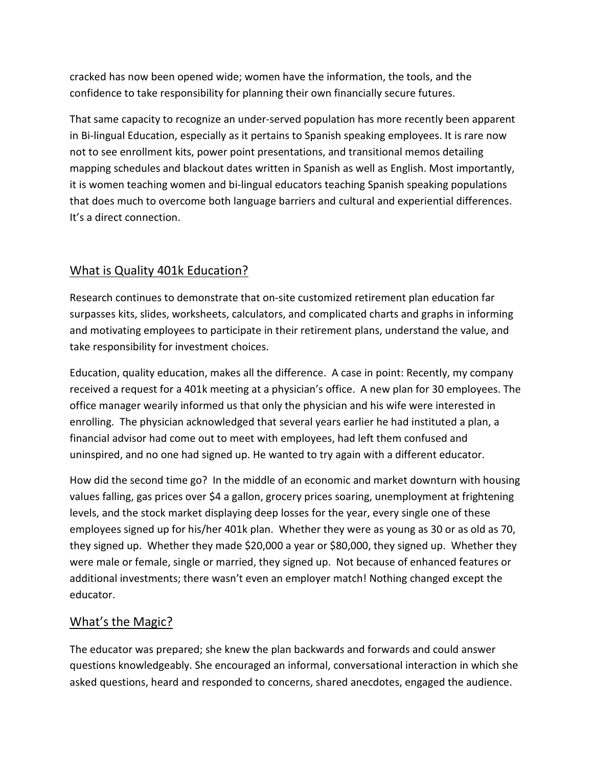cracked has now been opened wide; women have the information, the tools, and the confidence to take responsibility for planning their own financially secure futures.

That same capacity to recognize an under-served population has more recently been apparent in Bi-lingual Education, especially as it pertains to Spanish speaking employees. It is rare now not to see enrollment kits, power point presentations, and transitional memos detailing mapping schedules and blackout dates written in Spanish as well as English. Most importantly, it is women teaching women and bi-lingual educators teaching Spanish speaking populations that does much to overcome both language barriers and cultural and experiential differences. It's a direct connection.

## What is Quality 401k Education?

Research continues to demonstrate that on-site customized retirement plan education far surpasses kits, slides, worksheets, calculators, and complicated charts and graphs in informing and motivating employees to participate in their retirement plans, understand the value, and take responsibility for investment choices.

Education, quality education, makes all the difference. A case in point: Recently, my company received a request for a 401k meeting at a physician's office. A new plan for 30 employees. The office manager wearily informed us that only the physician and his wife were interested in enrolling. The physician acknowledged that several years earlier he had instituted a plan, a financial advisor had come out to meet with employees, had left them confused and uninspired, and no one had signed up. He wanted to try again with a different educator.

How did the second time go? In the middle of an economic and market downturn with housing values falling, gas prices over $4 a gallon, grocery prices soaring, unemployment at frightening levels, and the stock market displaying deep losses for the year, every single one of these employees signed up for his/her 401k plan. Whether they were as young as 30 or as old as 70, they signed up. Whether they made $20,000 a year or $80,000, they signed up. Whether they were male or female, single or married, they signed up. Not because of enhanced features or additional investments; there wasn't even an employer match! Nothing changed except the educator.

## What's the Magic?

The educator was prepared; she knew the plan backwards and forwards and could answer questions knowledgeably. She encouraged an informal, conversational interaction in which she asked questions, heard and responded to concerns, shared anecdotes, engaged the audience.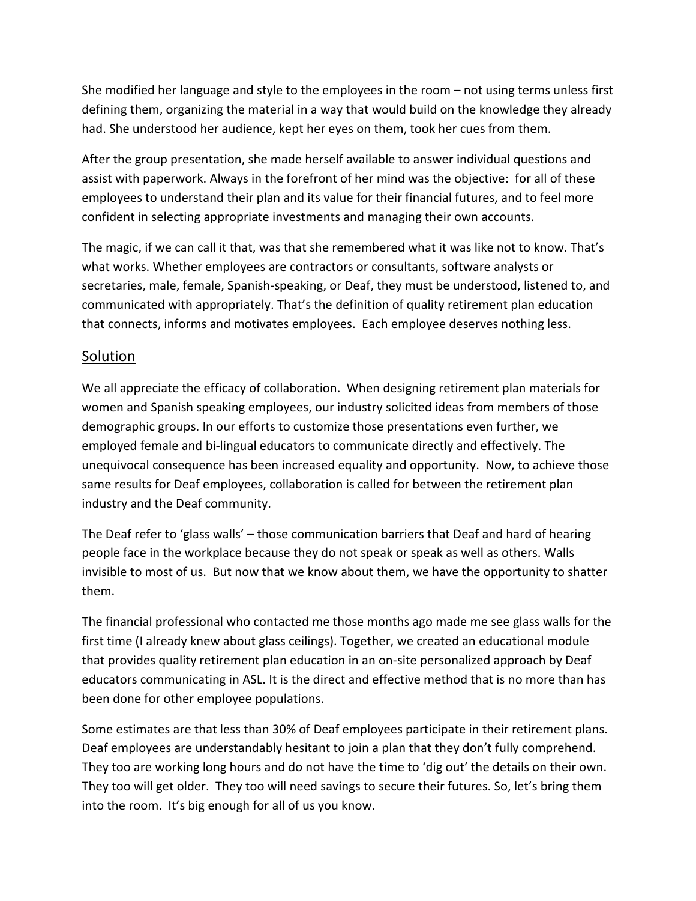She modified her language and style to the employees in the room – not using terms unless first defining them, organizing the material in a way that would build on the knowledge they already had. She understood her audience, kept her eyes on them, took her cues from them.

After the group presentation, she made herself available to answer individual questions and assist with paperwork. Always in the forefront of her mind was the objective: for all of these employees to understand their plan and its value for their financial futures, and to feel more confident in selecting appropriate investments and managing their own accounts.

The magic, if we can call it that, was that she remembered what it was like not to know. That's what works. Whether employees are contractors or consultants, software analysts or secretaries, male, female, Spanish-speaking, or Deaf, they must be understood, listened to, and communicated with appropriately. That's the definition of quality retirement plan education that connects, informs and motivates employees. Each employee deserves nothing less.

## Solution

We all appreciate the efficacy of collaboration. When designing retirement plan materials for women and Spanish speaking employees, our industry solicited ideas from members of those demographic groups. In our efforts to customize those presentations even further, we employed female and bi-lingual educators to communicate directly and effectively. The unequivocal consequence has been increased equality and opportunity. Now, to achieve those same results for Deaf employees, collaboration is called for between the retirement plan industry and the Deaf community.

The Deaf refer to 'glass walls' – those communication barriers that Deaf and hard of hearing people face in the workplace because they do not speak or speak as well as others. Walls invisible to most of us. But now that we know about them, we have the opportunity to shatter them.

The financial professional who contacted me those months ago made me see glass walls for the first time (I already knew about glass ceilings). Together, we created an educational module that provides quality retirement plan education in an on-site personalized approach by Deaf educators communicating in ASL. It is the direct and effective method that is no more than has been done for other employee populations.

Some estimates are that less than 30% of Deaf employees participate in their retirement plans. Deaf employees are understandably hesitant to join a plan that they don't fully comprehend. They too are working long hours and do not have the time to 'dig out' the details on their own. They too will get older. They too will need savings to secure their futures. So, let's bring them into the room. It's big enough for all of us you know.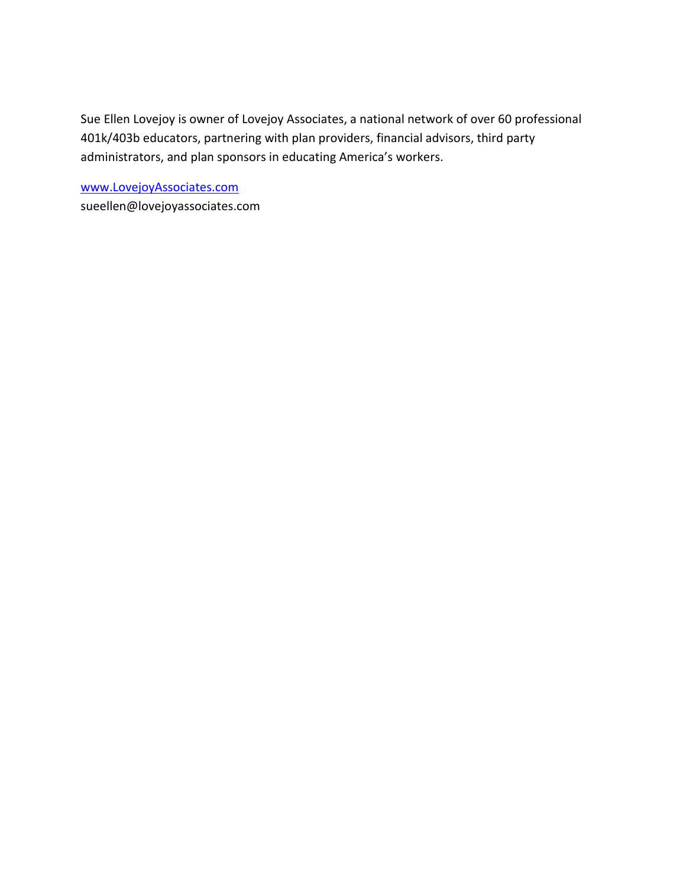Sue Ellen Lovejoy is owner of Lovejoy Associates, a national network of over 60 professional 401k/403b educators, partnering with plan providers, financial advisors, third party administrators, and plan sponsors in educating America's workers.

[www.LovejoyAssociates.com](http://www.LovejoyAssociates.com)
sueellen@lovejoyassociates.com